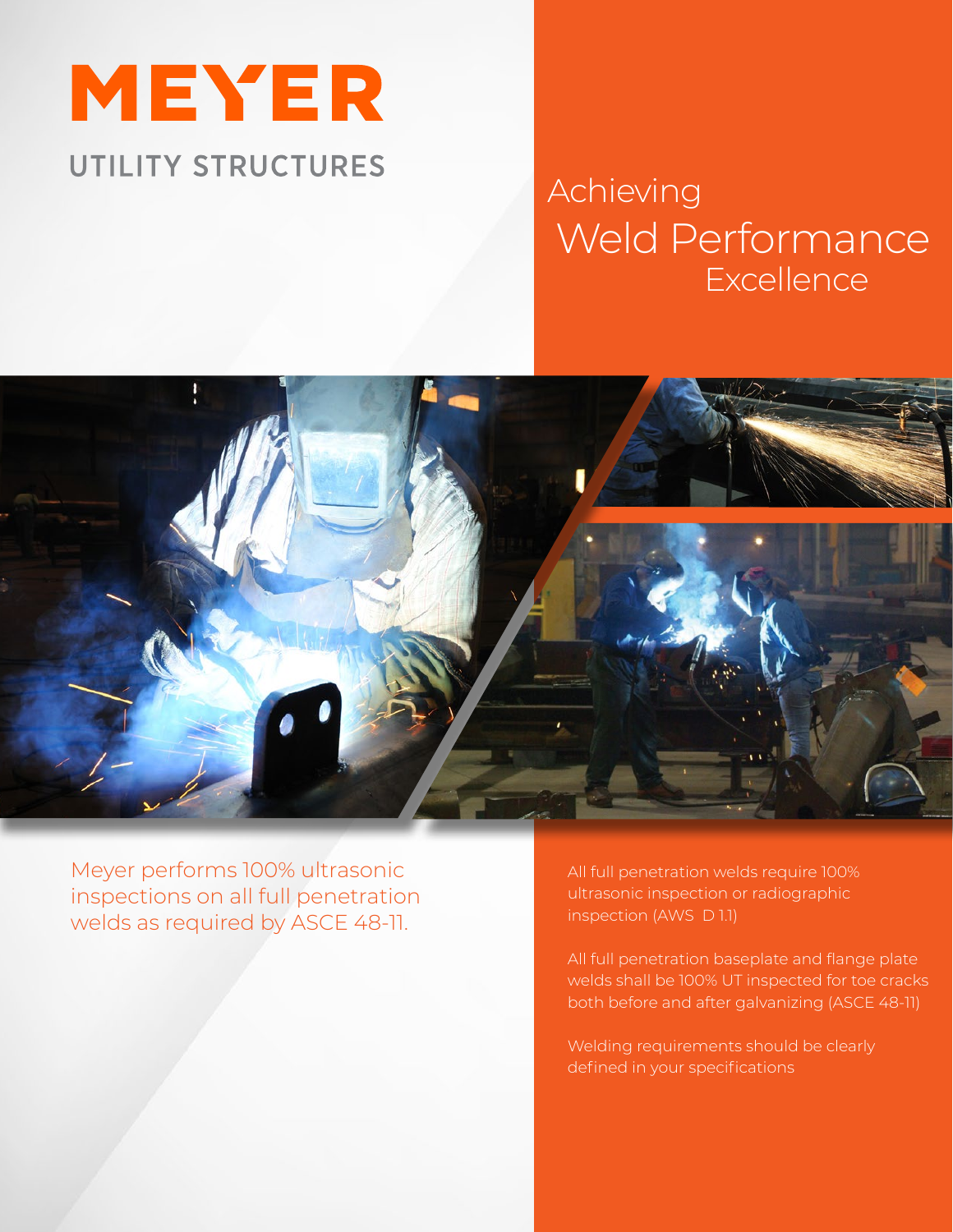# MEYER

UTILITY STRUCTURES

## Achieving Weld Performance Excellence

Meyer performs 100% ultrasonic inspections on all full penetration welds as required by ASCE 48-11.

All full penetration welds require 100% ultrasonic inspection or radiographic inspection (AWS D 1.1)

All full penetration baseplate and flange plate welds shall be 100% UT inspected for toe cracks both before and after galvanizing (ASCE 48-11)

Welding requirements should be clearly defined in your specifications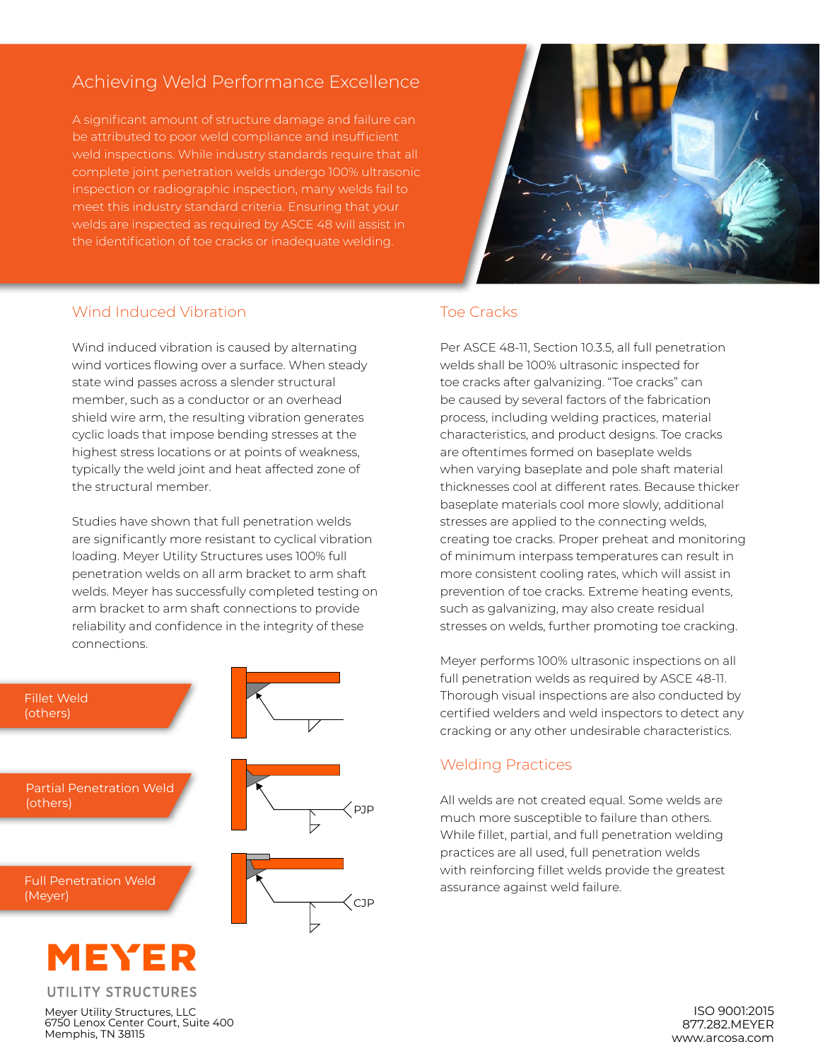## Achieving Weld Performance Excellence

A significant amount of structure damage and failure can be attributed to poor weld compliance and insufficient weld inspections. While industry standards require that all complete joint penetration welds undergo 100% ultrasonic inspection or radiographic inspection, many welds fail to meet this industry standard criteria. Ensuring that your welds are inspected as required by ASCE 48 will assist in the identification of toe cracks or inadequate welding.

### Wind Induced Vibration

Wind induced vibration is caused by alternating wind vortices flowing over a surface. When steady state wind passes across a slender structural member, such as a conductor or an overhead shield wire arm, the resulting vibration generates cyclic loads that impose bending stresses at the highest stress locations or at points of weakness, typically the weld joint and heat affected zone of the structural member.

Studies have shown that full penetration welds are significantly more resistant to cyclical vibration loading. Meyer Utility Structures uses 100% full penetration welds on all arm bracket to arm shaft welds. Meyer has successfully completed testing on arm bracket to arm shaft connections to provide reliability and confidence in the integrity of these connections.

Fillet Weld (others)

Partial Penetration Weld (others)

PJP

Full Penetration Weld (Meyer)

CJP

### Toe Cracks

Per ASCE 48-11, Section 10.3.5, all full penetration welds shall be 100% ultrasonic inspected for toe cracks after galvanizing. "Toe cracks" can be caused by several factors of the fabrication process, including welding practices, material characteristics, and product designs. Toe cracks are oftentimes formed on baseplate welds when varying baseplate and pole shaft material thicknesses cool at different rates. Because thicker baseplate materials cool more slowly, additional stresses are applied to the connecting welds, creating toe cracks. Proper preheat and monitoring of minimum interpass temperatures can result in more consistent cooling rates, which will assist in prevention of toe cracks. Extreme heating events, such as galvanizing, may also create residual stresses on welds, further promoting toe cracking.

Meyer performs 100% ultrasonic inspections on all full penetration welds as required by ASCE 48-11. Thorough visual inspections are also conducted by certified welders and weld inspectors to detect any cracking or any other undesirable characteristics.

### Welding Practices

All welds are not created equal. Some welds are much more susceptible to failure than others. While fillet, partial, and full penetration welding practices are all used, full penetration welds with reinforcing fillet welds provide the greatest assurance against weld failure.

MEYER
UTILITY STRUCTURES

Meyer Utility Structures, LLC
6750 Lenox Center Court, Suite 400
Memphis, TN 38115

ISO 9001:2015
877.282.MEYER
www.arcosa.com